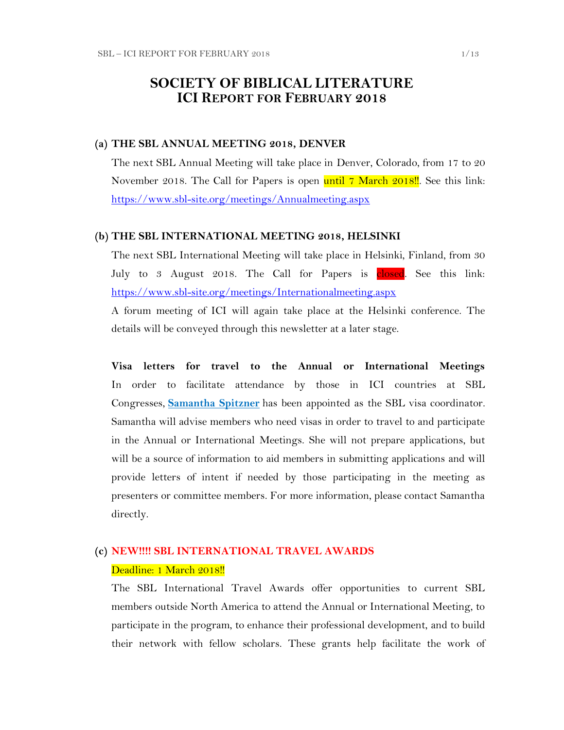# SOCIETY OF BIBLICAL LITERATURE
## ICI REPORT FOR FEBRUARY 2018

### (a) THE SBL ANNUAL MEETING 2018, DENVER

The next SBL Annual Meeting will take place in Denver, Colorado, from 17 to 20 November 2018. The Call for Papers is open until 7 March 2018!!. See this link: https://www.sbl-site.org/meetings/Annualmeeting.aspx

### (b) THE SBL INTERNATIONAL MEETING 2018, HELSINKI

The next SBL International Meeting will take place in Helsinki, Finland, from 30 July to 3 August 2018. The Call for Papers is closed. See this link: https://www.sbl-site.org/meetings/Internationalmeeting.aspx

A forum meeting of ICI will again take place at the Helsinki conference. The details will be conveyed through this newsletter at a later stage.

**Visa letters for travel to the Annual or International Meetings**

In order to facilitate attendance by those in ICI countries at SBL Congresses, **Samantha Spitzner** has been appointed as the SBL visa coordinator. Samantha will advise members who need visas in order to travel to and participate in the Annual or International Meetings. She will not prepare applications, but will be a source of information to aid members in submitting applications and will provide letters of intent if needed by those participating in the meeting as presenters or committee members. For more information, please contact Samantha directly.

### (c) NEW!!!! SBL INTERNATIONAL TRAVEL AWARDS

Deadline: 1 March 2018!!

The SBL International Travel Awards offer opportunities to current SBL members outside North America to attend the Annual or International Meeting, to participate in the program, to enhance their professional development, and to build their network with fellow scholars. These grants help facilitate the work of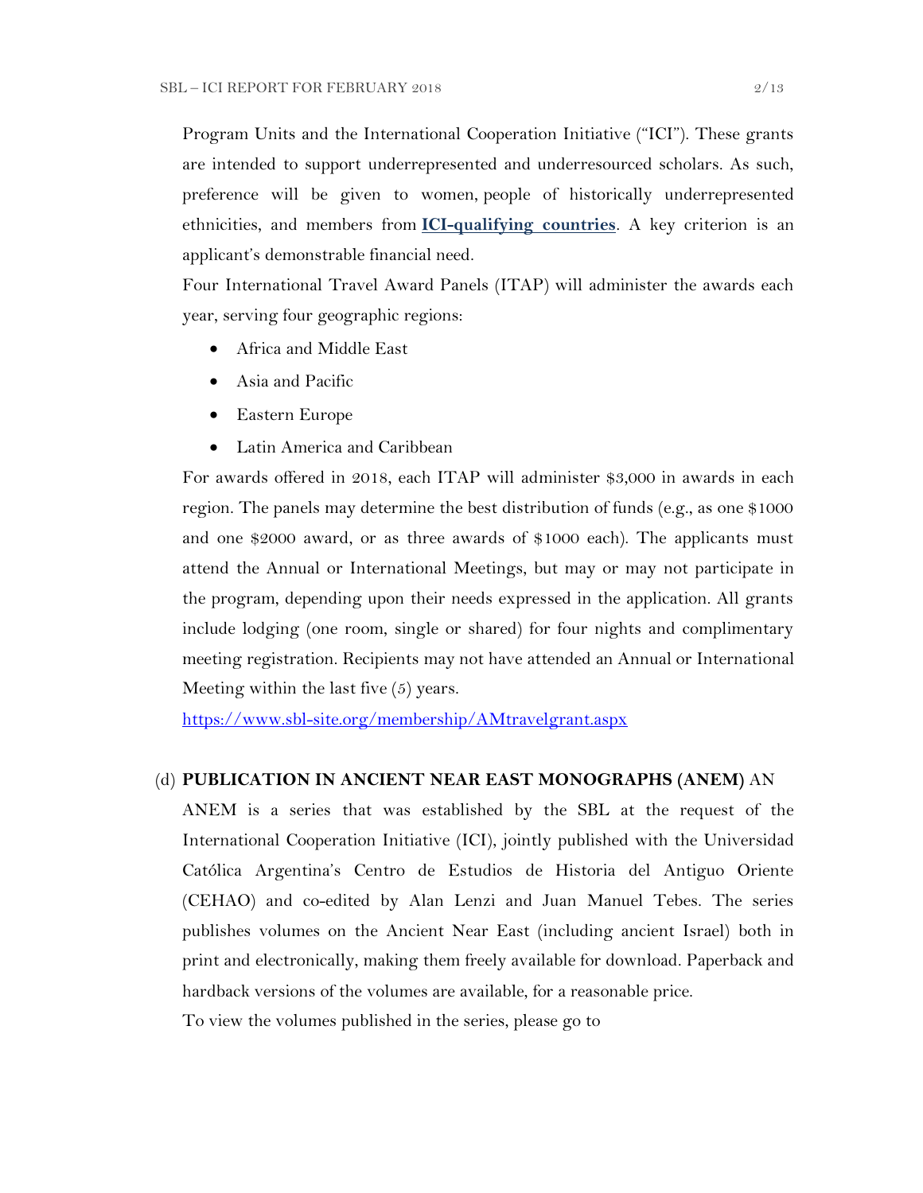Program Units and the International Cooperation Initiative ("ICI"). These grants are intended to support underrepresented and underresourced scholars. As such, preference will be given to women, people of historically underrepresented ethnicities, and members from **ICI-qualifying countries**. A key criterion is an applicant's demonstrable financial need.

Four International Travel Award Panels (ITAP) will administer the awards each year, serving four geographic regions:

- Africa and Middle East
- Asia and Pacific
- Eastern Europe
- Latin America and Caribbean

For awards offered in 2018, each ITAP will administer $3,000 in awards in each region. The panels may determine the best distribution of funds (e.g., as one $1000 and one $2000 award, or as three awards of $1000 each). The applicants must attend the Annual or International Meetings, but may or may not participate in the program, depending upon their needs expressed in the application. All grants include lodging (one room, single or shared) for four nights and complimentary meeting registration. Recipients may not have attended an Annual or International Meeting within the last five (5) years.

https://www.sbl-site.org/membership/AMtravelgrant.aspx

(d) **PUBLICATION IN ANCIENT NEAR EAST MONOGRAPHS (ANEM)** AN

ANEM is a series that was established by the SBL at the request of the International Cooperation Initiative (ICI), jointly published with the Universidad Católica Argentina's Centro de Estudios de Historia del Antiguo Oriente (CEHAO) and co-edited by Alan Lenzi and Juan Manuel Tebes. The series publishes volumes on the Ancient Near East (including ancient Israel) both in print and electronically, making them freely available for download. Paperback and hardback versions of the volumes are available, for a reasonable price.

To view the volumes published in the series, please go to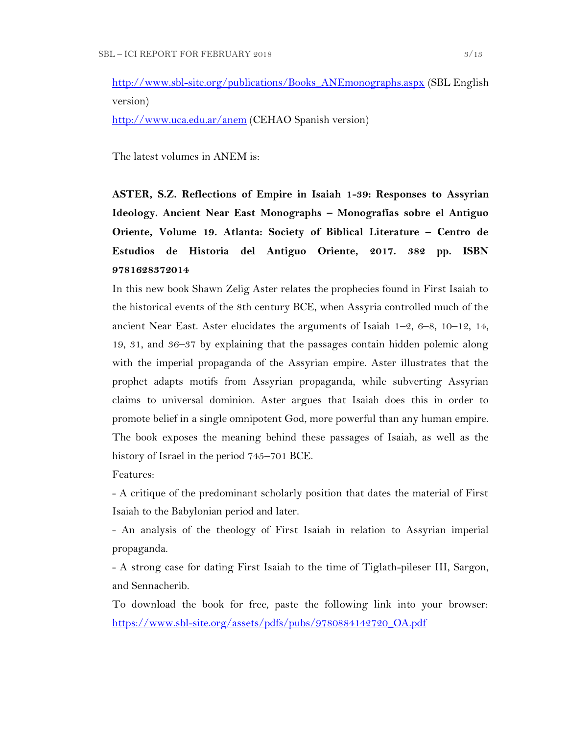http://www.sbl-site.org/publications/Books_ANEmonographs.aspx (SBL English version)

http://www.uca.edu.ar/anem (CEHAO Spanish version)

The latest volumes in ANEM is:

**ASTER, S.Z. Reflections of Empire in Isaiah 1-39: Responses to Assyrian Ideology. Ancient Near East Monographs – Monografías sobre el Antiguo Oriente, Volume 19. Atlanta: Society of Biblical Literature – Centro de Estudios de Historia del Antiguo Oriente, 2017. 382 pp. ISBN 9781628372014**

In this new book Shawn Zelig Aster relates the prophecies found in First Isaiah to the historical events of the 8th century BCE, when Assyria controlled much of the ancient Near East. Aster elucidates the arguments of Isaiah 1–2, 6–8, 10–12, 14, 19, 31, and 36–37 by explaining that the passages contain hidden polemic along with the imperial propaganda of the Assyrian empire. Aster illustrates that the prophet adapts motifs from Assyrian propaganda, while subverting Assyrian claims to universal dominion. Aster argues that Isaiah does this in order to promote belief in a single omnipotent God, more powerful than any human empire. The book exposes the meaning behind these passages of Isaiah, as well as the history of Israel in the period 745–701 BCE.

Features:

- A critique of the predominant scholarly position that dates the material of First Isaiah to the Babylonian period and later.

- An analysis of the theology of First Isaiah in relation to Assyrian imperial propaganda.

- A strong case for dating First Isaiah to the time of Tiglath-pileser III, Sargon, and Sennacherib.

To download the book for free, paste the following link into your browser: https://www.sbl-site.org/assets/pdfs/pubs/9780884142720_OA.pdf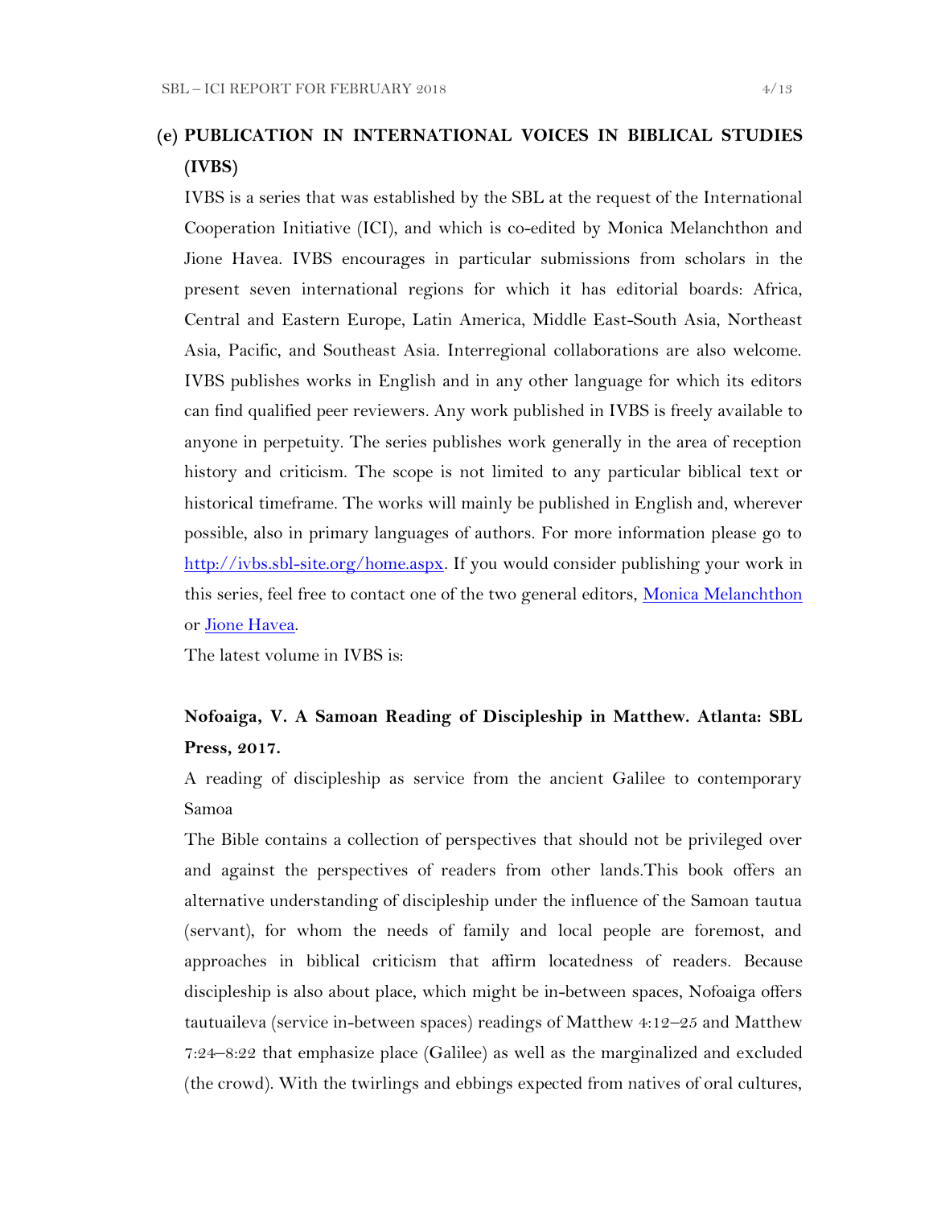## (e) PUBLICATION IN INTERNATIONAL VOICES IN BIBLICAL STUDIES (IVBS)

IVBS is a series that was established by the SBL at the request of the International Cooperation Initiative (ICI), and which is co-edited by Monica Melanchthon and Jione Havea. IVBS encourages in particular submissions from scholars in the present seven international regions for which it has editorial boards: Africa, Central and Eastern Europe, Latin America, Middle East-South Asia, Northeast Asia, Pacific, and Southeast Asia. Interregional collaborations are also welcome. IVBS publishes works in English and in any other language for which its editors can find qualified peer reviewers. Any work published in IVBS is freely available to anyone in perpetuity. The series publishes work generally in the area of reception history and criticism. The scope is not limited to any particular biblical text or historical timeframe. The works will mainly be published in English and, wherever possible, also in primary languages of authors. For more information please go to [http://ivbs.sbl-site.org/home.aspx](http://ivbs.sbl-site.org/home.aspx). If you would consider publishing your work in this series, feel free to contact one of the two general editors, Monica Melanchthon or Jione Havea.

The latest volume in IVBS is:

**Nofoaiga, V. A Samoan Reading of Discipleship in Matthew. Atlanta: SBL Press, 2017.**

A reading of discipleship as service from the ancient Galilee to contemporary Samoa

The Bible contains a collection of perspectives that should not be privileged over and against the perspectives of readers from other lands.This book offers an alternative understanding of discipleship under the influence of the Samoan tautua (servant), for whom the needs of family and local people are foremost, and approaches in biblical criticism that affirm locatedness of readers. Because discipleship is also about place, which might be in-between spaces, Nofoaiga offers tautuaileva (service in-between spaces) readings of Matthew 4:12–25 and Matthew 7:24–8:22 that emphasize place (Galilee) as well as the marginalized and excluded (the crowd). With the twirlings and ebbings expected from natives of oral cultures,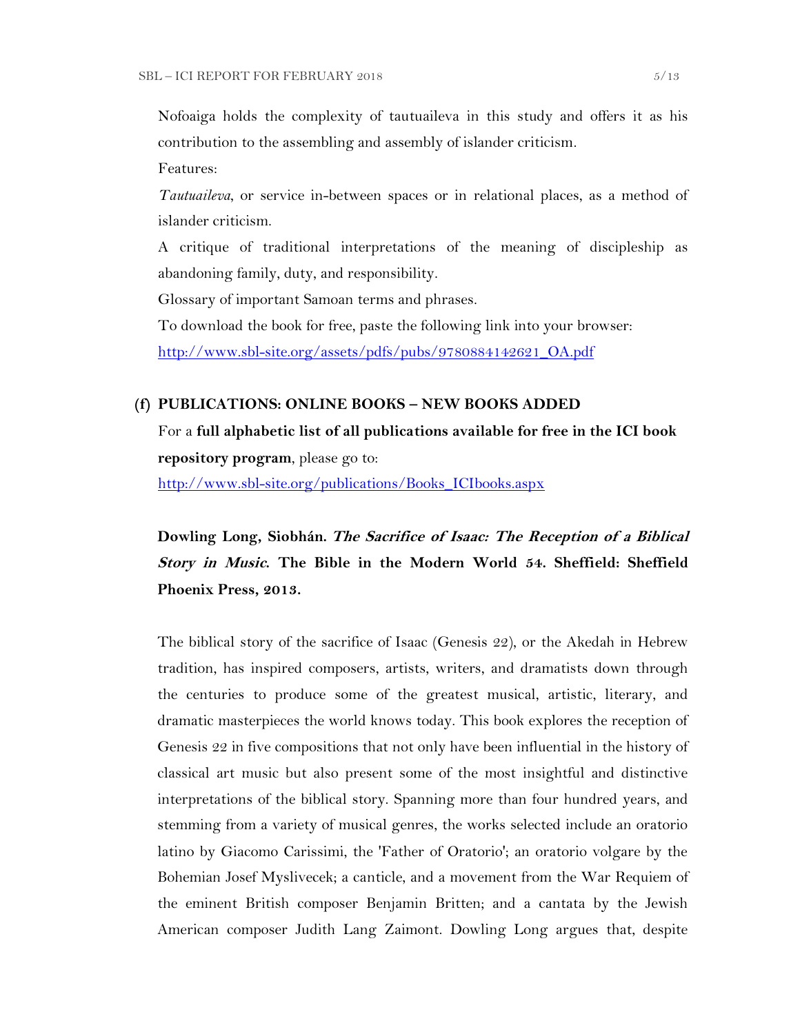Nofoaiga holds the complexity of tautuaileva in this study and offers it as his contribution to the assembling and assembly of islander criticism.

Features:

*Tautuaileva*, or service in-between spaces or in relational places, as a method of islander criticism.

A critique of traditional interpretations of the meaning of discipleship as abandoning family, duty, and responsibility.

Glossary of important Samoan terms and phrases.

To download the book for free, paste the following link into your browser:
[http://www.sbl-site.org/assets/pdfs/pubs/9780884142621_OA.pdf](http://www.sbl-site.org/assets/pdfs/pubs/9780884142621_OA.pdf)

## (f) PUBLICATIONS: ONLINE BOOKS – NEW BOOKS ADDED

For a **full alphabetic list of all publications available for free in the ICI book repository program**, please go to:
[http://www.sbl-site.org/publications/Books_ICIbooks.aspx](http://www.sbl-site.org/publications/Books_ICIbooks.aspx)

**Dowling Long, Siobhán. *The Sacrifice of Isaac: The Reception of a Biblical Story in Music*. The Bible in the Modern World 54. Sheffield: Sheffield Phoenix Press, 2013.**

The biblical story of the sacrifice of Isaac (Genesis 22), or the Akedah in Hebrew tradition, has inspired composers, artists, writers, and dramatists down through the centuries to produce some of the greatest musical, artistic, literary, and dramatic masterpieces the world knows today. This book explores the reception of Genesis 22 in five compositions that not only have been influential in the history of classical art music but also present some of the most insightful and distinctive interpretations of the biblical story. Spanning more than four hundred years, and stemming from a variety of musical genres, the works selected include an oratorio latino by Giacomo Carissimi, the 'Father of Oratorio'; an oratorio volgare by the Bohemian Josef Myslivecek; a canticle, and a movement from the War Requiem of the eminent British composer Benjamin Britten; and a cantata by the Jewish American composer Judith Lang Zaimont. Dowling Long argues that, despite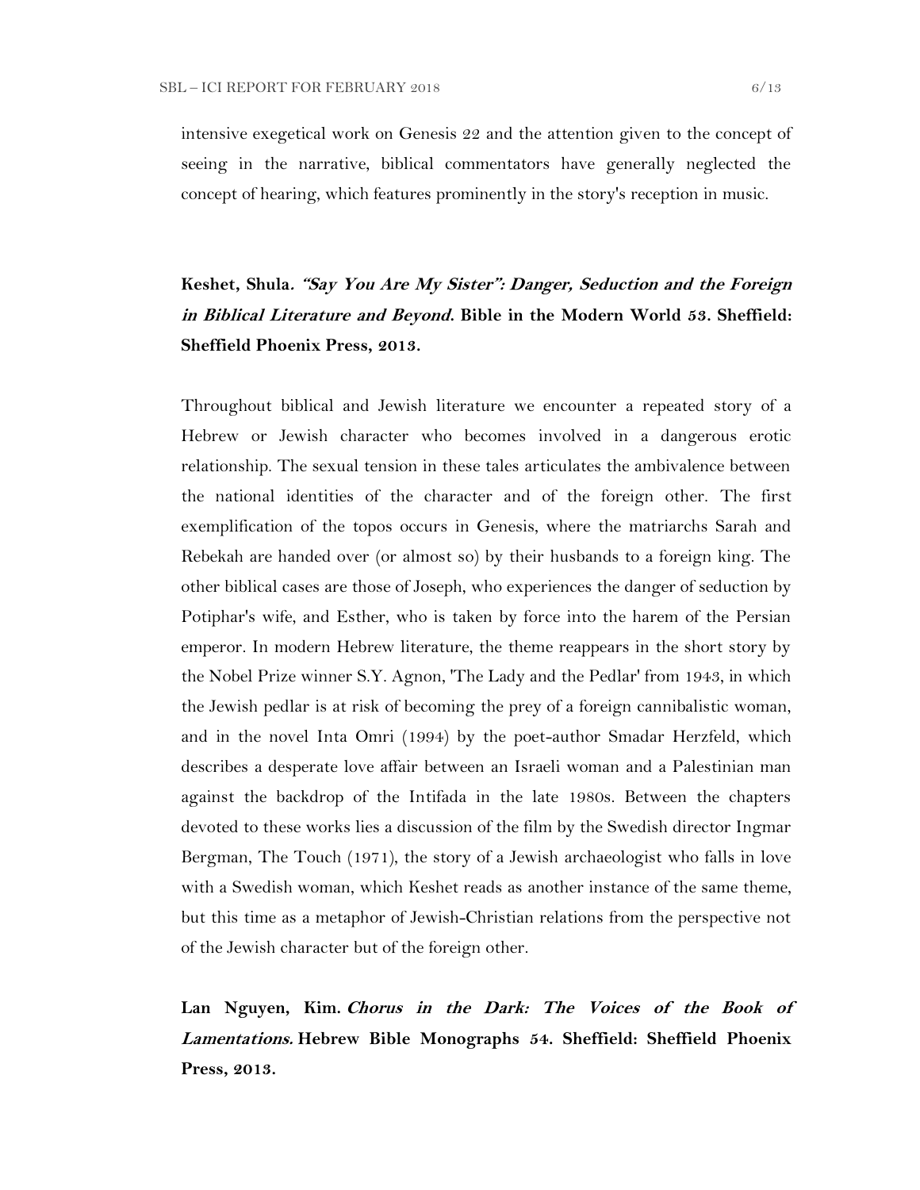intensive exegetical work on Genesis 22 and the attention given to the concept of seeing in the narrative, biblical commentators have generally neglected the concept of hearing, which features prominently in the story's reception in music.

**Keshet, Shula.** ***"Say You Are My Sister": Danger, Seduction and the Foreign in Biblical Literature and Beyond.*** **Bible in the Modern World 53. Sheffield: Sheffield Phoenix Press, 2013.**

Throughout biblical and Jewish literature we encounter a repeated story of a Hebrew or Jewish character who becomes involved in a dangerous erotic relationship. The sexual tension in these tales articulates the ambivalence between the national identities of the character and of the foreign other. The first exemplification of the topos occurs in Genesis, where the matriarchs Sarah and Rebekah are handed over (or almost so) by their husbands to a foreign king. The other biblical cases are those of Joseph, who experiences the danger of seduction by Potiphar's wife, and Esther, who is taken by force into the harem of the Persian emperor. In modern Hebrew literature, the theme reappears in the short story by the Nobel Prize winner S.Y. Agnon, 'The Lady and the Pedlar' from 1943, in which the Jewish pedlar is at risk of becoming the prey of a foreign cannibalistic woman, and in the novel Inta Omri (1994) by the poet-author Smadar Herzfeld, which describes a desperate love affair between an Israeli woman and a Palestinian man against the backdrop of the Intifada in the late 1980s. Between the chapters devoted to these works lies a discussion of the film by the Swedish director Ingmar Bergman, The Touch (1971), the story of a Jewish archaeologist who falls in love with a Swedish woman, which Keshet reads as another instance of the same theme, but this time as a metaphor of Jewish-Christian relations from the perspective not of the Jewish character but of the foreign other.

**Lan Nguyen, Kim.** ***Chorus in the Dark: The Voices of the Book of Lamentations.*** **Hebrew Bible Monographs 54. Sheffield: Sheffield Phoenix Press, 2013.**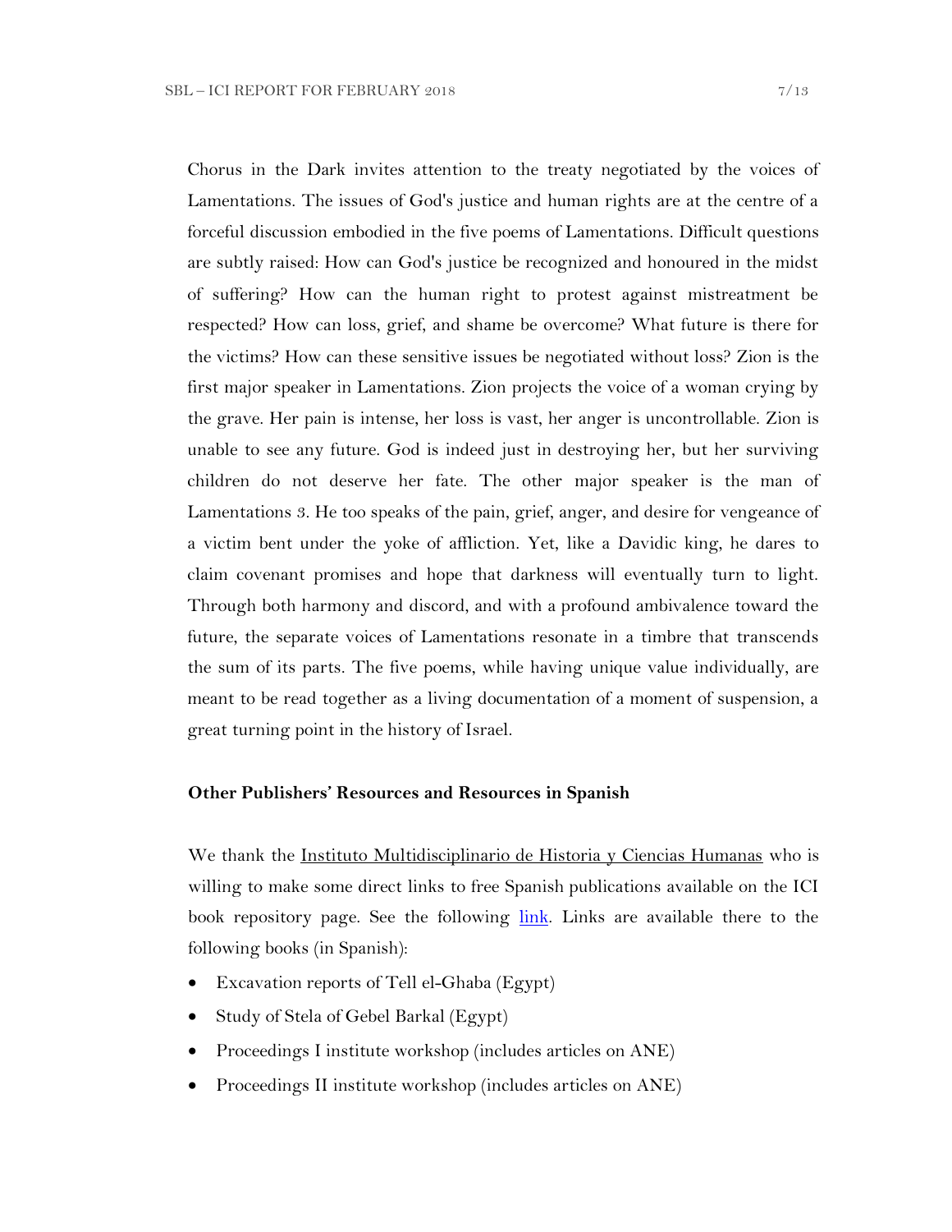Chorus in the Dark invites attention to the treaty negotiated by the voices of Lamentations. The issues of God's justice and human rights are at the centre of a forceful discussion embodied in the five poems of Lamentations. Difficult questions are subtly raised: How can God's justice be recognized and honoured in the midst of suffering? How can the human right to protest against mistreatment be respected? How can loss, grief, and shame be overcome? What future is there for the victims? How can these sensitive issues be negotiated without loss? Zion is the first major speaker in Lamentations. Zion projects the voice of a woman crying by the grave. Her pain is intense, her loss is vast, her anger is uncontrollable. Zion is unable to see any future. God is indeed just in destroying her, but her surviving children do not deserve her fate. The other major speaker is the man of Lamentations 3. He too speaks of the pain, grief, anger, and desire for vengeance of a victim bent under the yoke of affliction. Yet, like a Davidic king, he dares to claim covenant promises and hope that darkness will eventually turn to light. Through both harmony and discord, and with a profound ambivalence toward the future, the separate voices of Lamentations resonate in a timbre that transcends the sum of its parts. The five poems, while having unique value individually, are meant to be read together as a living documentation of a moment of suspension, a great turning point in the history of Israel.

### Other Publishers' Resources and Resources in Spanish

We thank the Instituto Multidisciplinario de Historia y Ciencias Humanas who is willing to make some direct links to free Spanish publications available on the ICI book repository page. See the following link. Links are available there to the following books (in Spanish):

- Excavation reports of Tell el-Ghaba (Egypt)
- Study of Stela of Gebel Barkal (Egypt)
- Proceedings I institute workshop (includes articles on ANE)
- Proceedings II institute workshop (includes articles on ANE)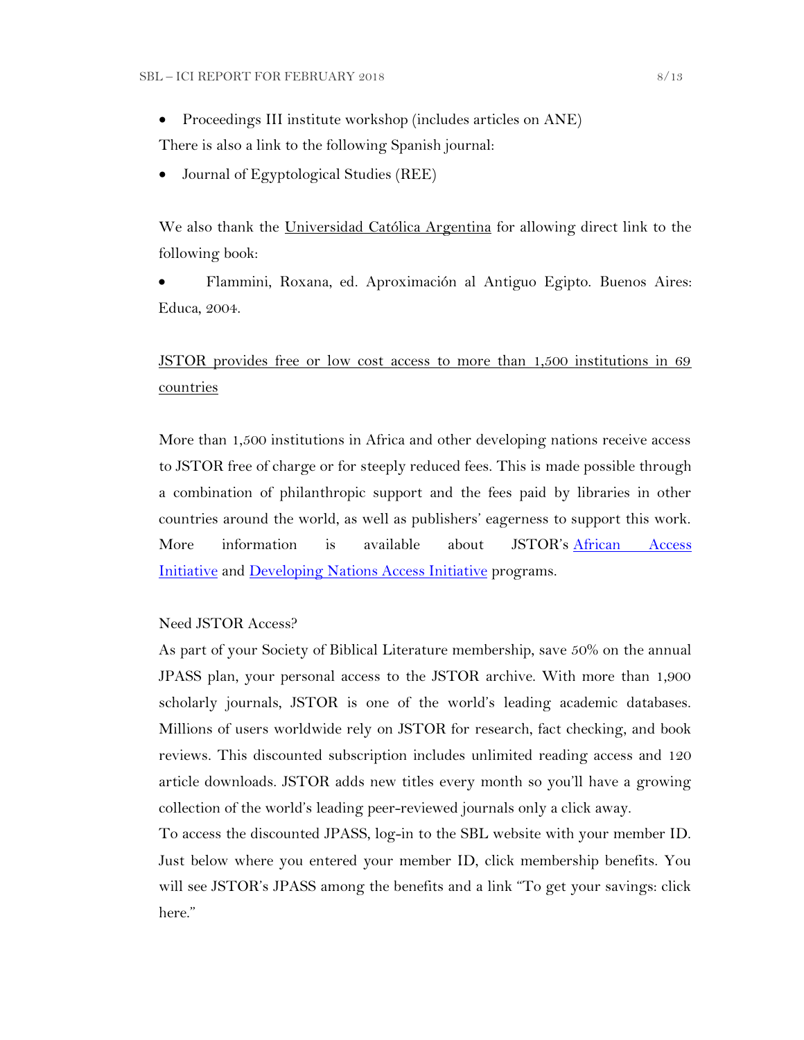- Proceedings III institute workshop (includes articles on ANE)

There is also a link to the following Spanish journal:

- Journal of Egyptological Studies (REE)

We also thank the Universidad Católica Argentina for allowing direct link to the following book:

- Flammini, Roxana, ed. Aproximación al Antiguo Egipto. Buenos Aires: Educa, 2004.

JSTOR provides free or low cost access to more than 1,500 institutions in 69 countries

More than 1,500 institutions in Africa and other developing nations receive access to JSTOR free of charge or for steeply reduced fees. This is made possible through a combination of philanthropic support and the fees paid by libraries in other countries around the world, as well as publishers' eagerness to support this work. More information is available about JSTOR's African Access Initiative and Developing Nations Access Initiative programs.

Need JSTOR Access?

As part of your Society of Biblical Literature membership, save 50% on the annual JPASS plan, your personal access to the JSTOR archive. With more than 1,900 scholarly journals, JSTOR is one of the world's leading academic databases. Millions of users worldwide rely on JSTOR for research, fact checking, and book reviews. This discounted subscription includes unlimited reading access and 120 article downloads. JSTOR adds new titles every month so you'll have a growing collection of the world's leading peer-reviewed journals only a click away.

To access the discounted JPASS, log-in to the SBL website with your member ID. Just below where you entered your member ID, click membership benefits. You will see JSTOR's JPASS among the benefits and a link "To get your savings: click here."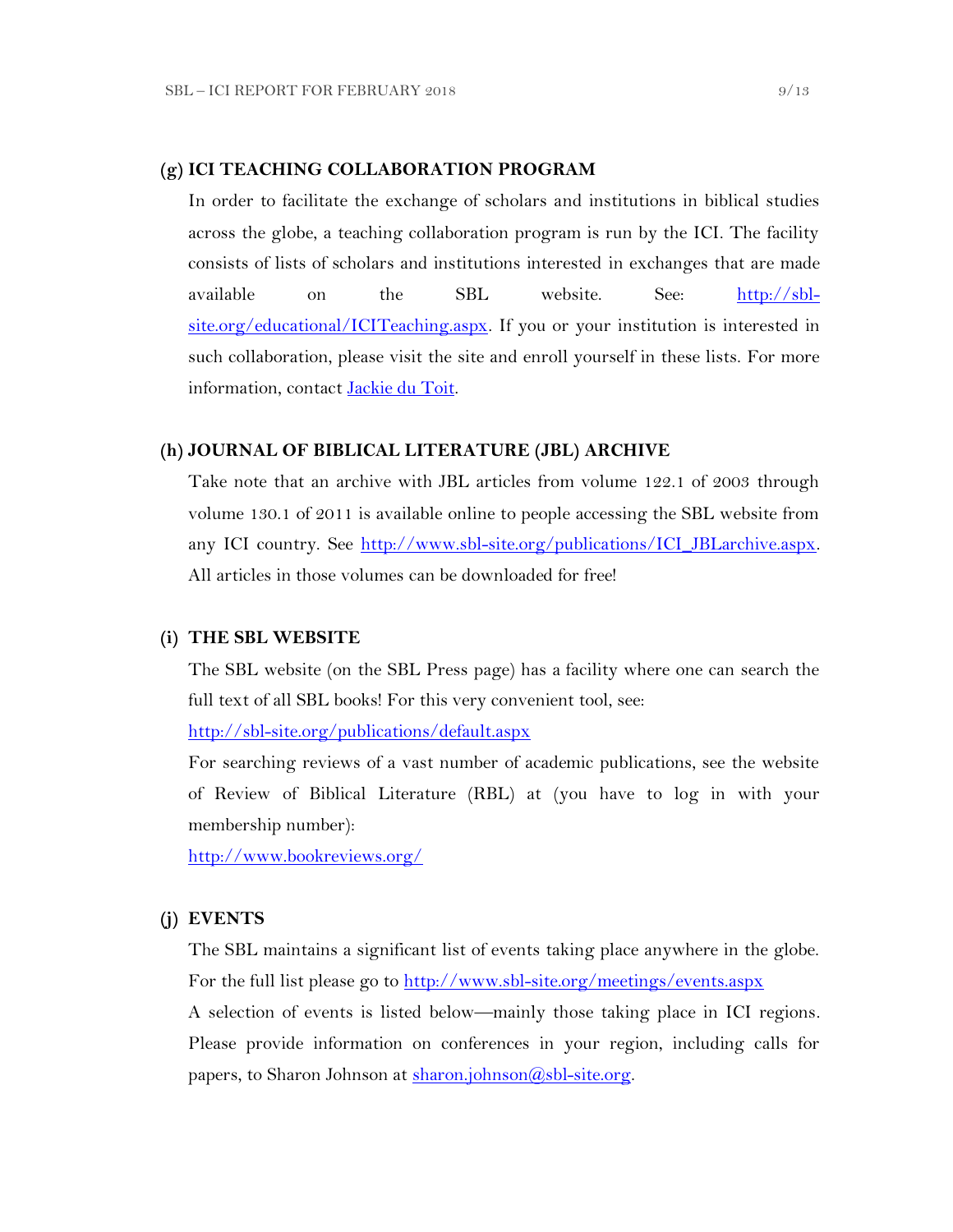### (g) ICI TEACHING COLLABORATION PROGRAM

In order to facilitate the exchange of scholars and institutions in biblical studies across the globe, a teaching collaboration program is run by the ICI. The facility consists of lists of scholars and institutions interested in exchanges that are made available on the SBL website. See: [http://sbl-site.org/educational/ICITeaching.aspx](http://sbl-site.org/educational/ICITeaching.aspx). If you or your institution is interested in such collaboration, please visit the site and enroll yourself in these lists. For more information, contact Jackie du Toit.

### (h) JOURNAL OF BIBLICAL LITERATURE (JBL) ARCHIVE

Take note that an archive with JBL articles from volume 122.1 of 2003 through volume 130.1 of 2011 is available online to people accessing the SBL website from any ICI country. See [http://www.sbl-site.org/publications/ICI_JBLarchive.aspx](http://www.sbl-site.org/publications/ICI_JBLarchive.aspx). All articles in those volumes can be downloaded for free!

### (i) THE SBL WEBSITE

The SBL website (on the SBL Press page) has a facility where one can search the full text of all SBL books! For this very convenient tool, see:

[http://sbl-site.org/publications/default.aspx](http://sbl-site.org/publications/default.aspx)

For searching reviews of a vast number of academic publications, see the website of Review of Biblical Literature (RBL) at (you have to log in with your membership number):

[http://www.bookreviews.org/](http://www.bookreviews.org/)

### (j) EVENTS

The SBL maintains a significant list of events taking place anywhere in the globe. For the full list please go to [http://www.sbl-site.org/meetings/events.aspx](http://www.sbl-site.org/meetings/events.aspx)

A selection of events is listed below—mainly those taking place in ICI regions. Please provide information on conferences in your region, including calls for papers, to Sharon Johnson at [sharon.johnson@sbl-site.org](mailto:sharon.johnson@sbl-site.org).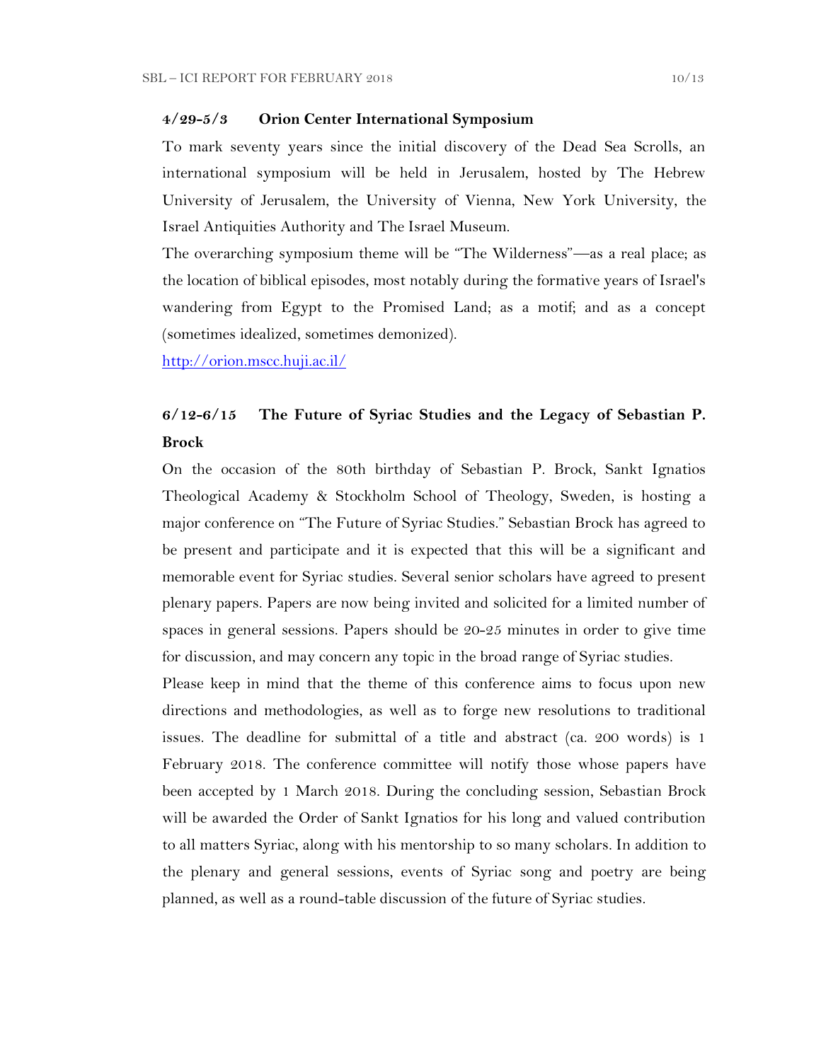**4/29-5/3 Orion Center International Symposium**

To mark seventy years since the initial discovery of the Dead Sea Scrolls, an international symposium will be held in Jerusalem, hosted by The Hebrew University of Jerusalem, the University of Vienna, New York University, the Israel Antiquities Authority and The Israel Museum.

The overarching symposium theme will be "The Wilderness"—as a real place; as the location of biblical episodes, most notably during the formative years of Israel's wandering from Egypt to the Promised Land; as a motif; and as a concept (sometimes idealized, sometimes demonized).

http://orion.mscc.huji.ac.il/

**6/12-6/15 The Future of Syriac Studies and the Legacy of Sebastian P. Brock**

On the occasion of the 80th birthday of Sebastian P. Brock, Sankt Ignatios Theological Academy & Stockholm School of Theology, Sweden, is hosting a major conference on "The Future of Syriac Studies." Sebastian Brock has agreed to be present and participate and it is expected that this will be a significant and memorable event for Syriac studies. Several senior scholars have agreed to present plenary papers. Papers are now being invited and solicited for a limited number of spaces in general sessions. Papers should be 20-25 minutes in order to give time for discussion, and may concern any topic in the broad range of Syriac studies.

Please keep in mind that the theme of this conference aims to focus upon new directions and methodologies, as well as to forge new resolutions to traditional issues. The deadline for submittal of a title and abstract (ca. 200 words) is 1 February 2018. The conference committee will notify those whose papers have been accepted by 1 March 2018. During the concluding session, Sebastian Brock will be awarded the Order of Sankt Ignatios for his long and valued contribution to all matters Syriac, along with his mentorship to so many scholars. In addition to the plenary and general sessions, events of Syriac song and poetry are being planned, as well as a round-table discussion of the future of Syriac studies.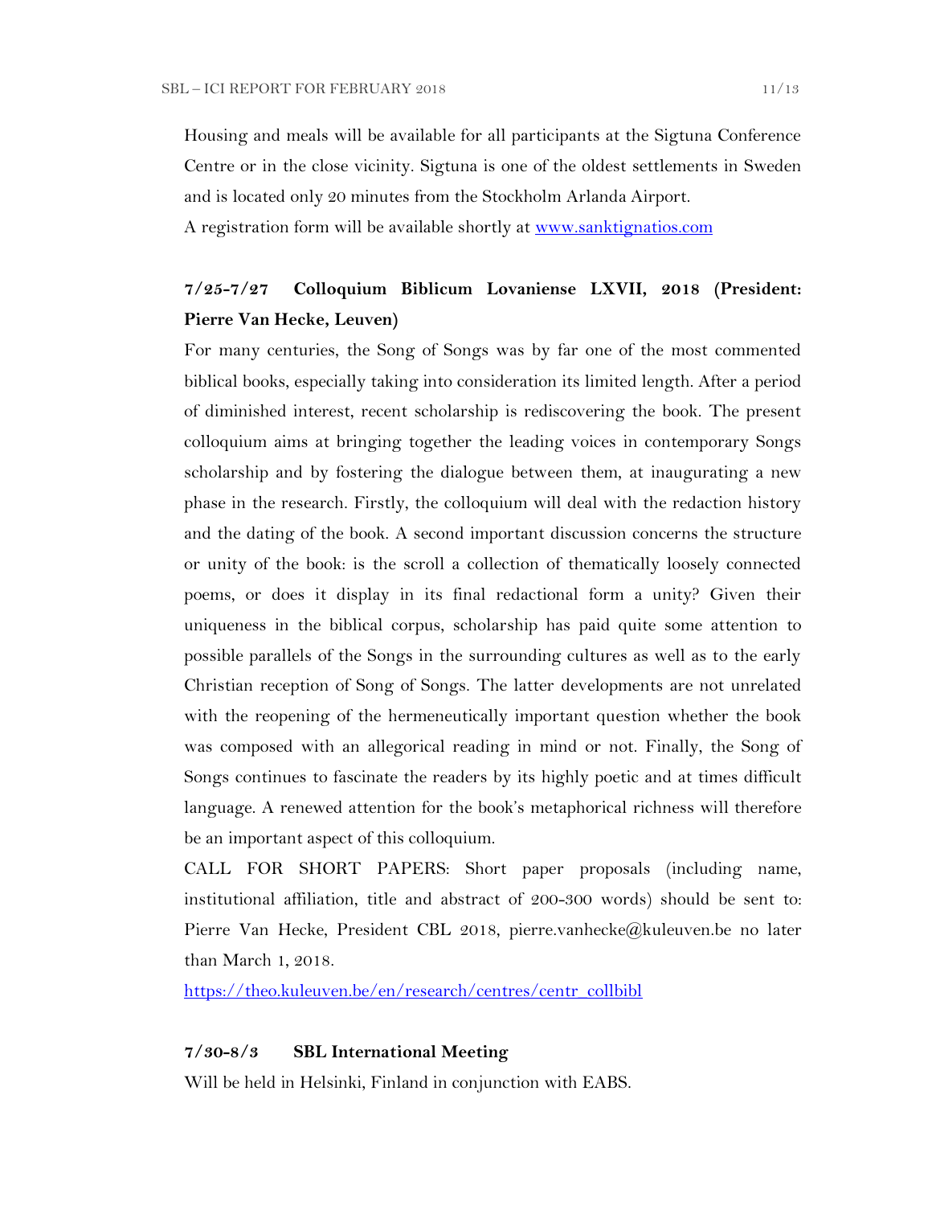Housing and meals will be available for all participants at the Sigtuna Conference Centre or in the close vicinity. Sigtuna is one of the oldest settlements in Sweden and is located only 20 minutes from the Stockholm Arlanda Airport.
A registration form will be available shortly at [www.sanktignatios.com](http://www.sanktignatios.com)

**7/25-7/27 Colloquium Biblicum Lovaniense LXVII, 2018 (President: Pierre Van Hecke, Leuven)**

For many centuries, the Song of Songs was by far one of the most commented biblical books, especially taking into consideration its limited length. After a period of diminished interest, recent scholarship is rediscovering the book. The present colloquium aims at bringing together the leading voices in contemporary Songs scholarship and by fostering the dialogue between them, at inaugurating a new phase in the research. Firstly, the colloquium will deal with the redaction history and the dating of the book. A second important discussion concerns the structure or unity of the book: is the scroll a collection of thematically loosely connected poems, or does it display in its final redactional form a unity? Given their uniqueness in the biblical corpus, scholarship has paid quite some attention to possible parallels of the Songs in the surrounding cultures as well as to the early Christian reception of Song of Songs. The latter developments are not unrelated with the reopening of the hermeneutically important question whether the book was composed with an allegorical reading in mind or not. Finally, the Song of Songs continues to fascinate the readers by its highly poetic and at times difficult language. A renewed attention for the book's metaphorical richness will therefore be an important aspect of this colloquium.

CALL FOR SHORT PAPERS: Short paper proposals (including name, institutional affiliation, title and abstract of 200-300 words) should be sent to: Pierre Van Hecke, President CBL 2018, pierre.vanhecke@kuleuven.be no later than March 1, 2018.

[https://theo.kuleuven.be/en/research/centres/centr_collbibl](https://theo.kuleuven.be/en/research/centres/centr_collbibl)

**7/30-8/3 SBL International Meeting**

Will be held in Helsinki, Finland in conjunction with EABS.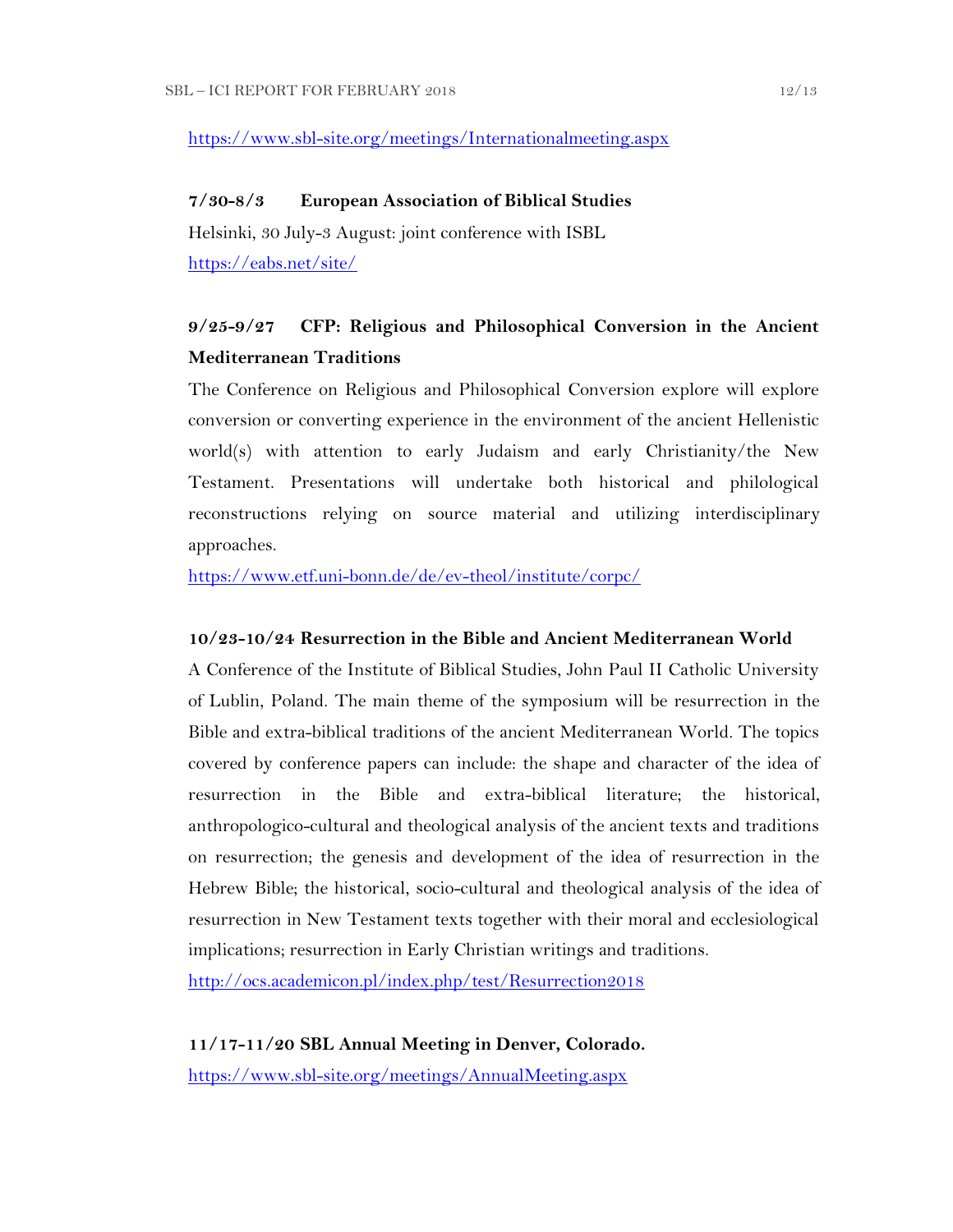https://www.sbl-site.org/meetings/Internationalmeeting.aspx

**7/30-8/3 European Association of Biblical Studies**

Helsinki, 30 July-3 August: joint conference with ISBL

https://eabs.net/site/

**9/25-9/27 CFP: Religious and Philosophical Conversion in the Ancient Mediterranean Traditions**

The Conference on Religious and Philosophical Conversion explore will explore conversion or converting experience in the environment of the ancient Hellenistic world(s) with attention to early Judaism and early Christianity/the New Testament. Presentations will undertake both historical and philological reconstructions relying on source material and utilizing interdisciplinary approaches.

https://www.etf.uni-bonn.de/de/ev-theol/institute/corpc/

**10/23-10/24 Resurrection in the Bible and Ancient Mediterranean World**

A Conference of the Institute of Biblical Studies, John Paul II Catholic University of Lublin, Poland. The main theme of the symposium will be resurrection in the Bible and extra-biblical traditions of the ancient Mediterranean World. The topics covered by conference papers can include: the shape and character of the idea of resurrection in the Bible and extra-biblical literature; the historical, anthropologico-cultural and theological analysis of the ancient texts and traditions on resurrection; the genesis and development of the idea of resurrection in the Hebrew Bible; the historical, socio-cultural and theological analysis of the idea of resurrection in New Testament texts together with their moral and ecclesiological implications; resurrection in Early Christian writings and traditions.

http://ocs.academicon.pl/index.php/test/Resurrection2018

**11/17-11/20 SBL Annual Meeting in Denver, Colorado.**

https://www.sbl-site.org/meetings/AnnualMeeting.aspx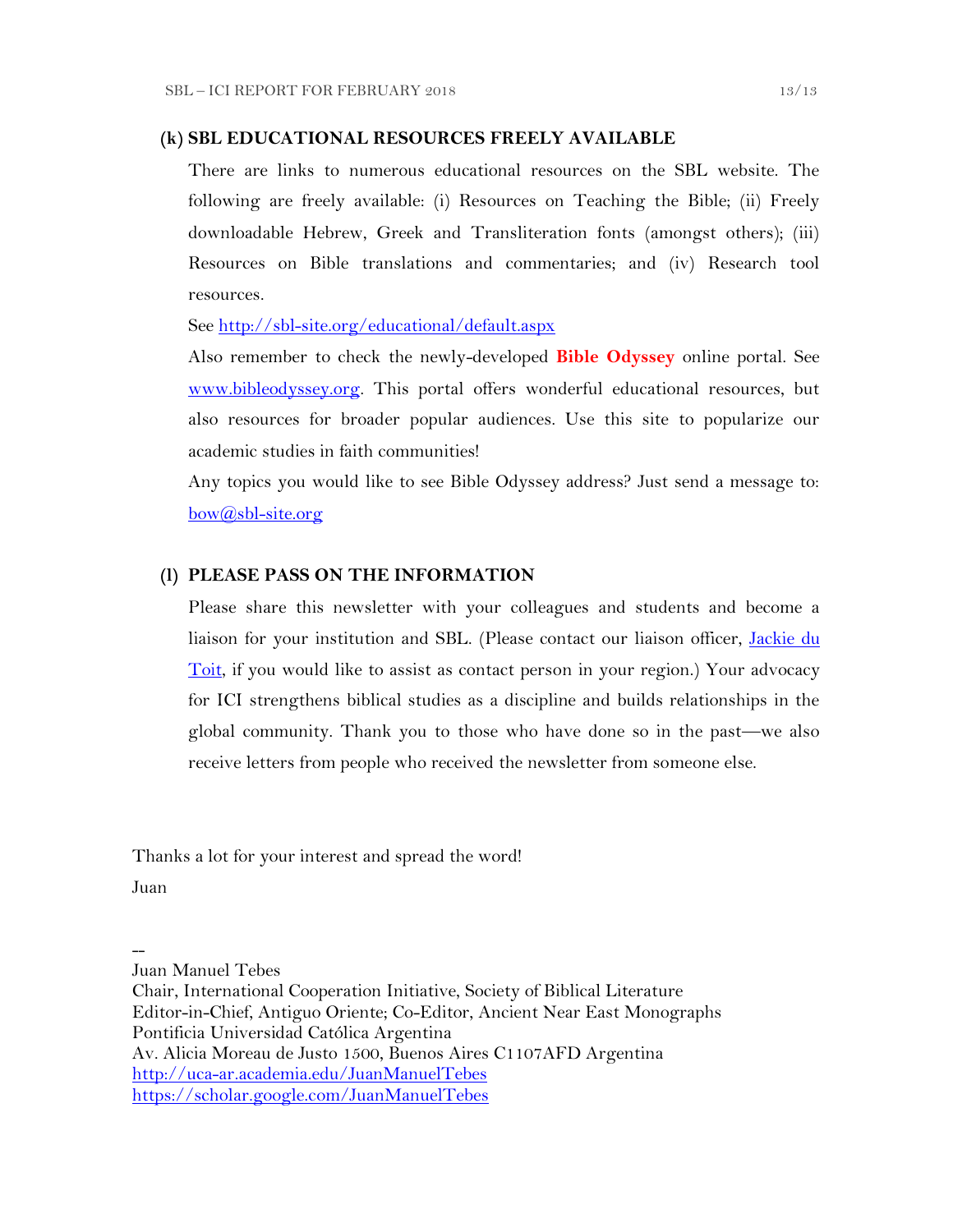## (k) SBL EDUCATIONAL RESOURCES FREELY AVAILABLE

There are links to numerous educational resources on the SBL website. The following are freely available: (i) Resources on Teaching the Bible; (ii) Freely downloadable Hebrew, Greek and Transliteration fonts (amongst others); (iii) Resources on Bible translations and commentaries; and (iv) Research tool resources.

See [http://sbl-site.org/educational/default.aspx](http://sbl-site.org/educational/default.aspx)

Also remember to check the newly-developed **Bible Odyssey** online portal. See [www.bibleodyssey.org](http://www.bibleodyssey.org). This portal offers wonderful educational resources, but also resources for broader popular audiences. Use this site to popularize our academic studies in faith communities!

Any topics you would like to see Bible Odyssey address? Just send a message to: [bow@sbl-site.org](mailto:bow@sbl-site.org)

## (l) PLEASE PASS ON THE INFORMATION

Please share this newsletter with your colleagues and students and become a liaison for your institution and SBL. (Please contact our liaison officer, Jackie du Toit, if you would like to assist as contact person in your region.) Your advocacy for ICI strengthens biblical studies as a discipline and builds relationships in the global community. Thank you to those who have done so in the past—we also receive letters from people who received the newsletter from someone else.

Thanks a lot for your interest and spread the word!

Juan

--
Juan Manuel Tebes
Chair, International Cooperation Initiative, Society of Biblical Literature
Editor-in-Chief, Antiguo Oriente; Co-Editor, Ancient Near East Monographs
Pontificia Universidad Católica Argentina
Av. Alicia Moreau de Justo 1500, Buenos Aires C1107AFD Argentina
[http://uca-ar.academia.edu/JuanManuelTebes](http://uca-ar.academia.edu/JuanManuelTebes)
[https://scholar.google.com/JuanManuelTebes](https://scholar.google.com/JuanManuelTebes)